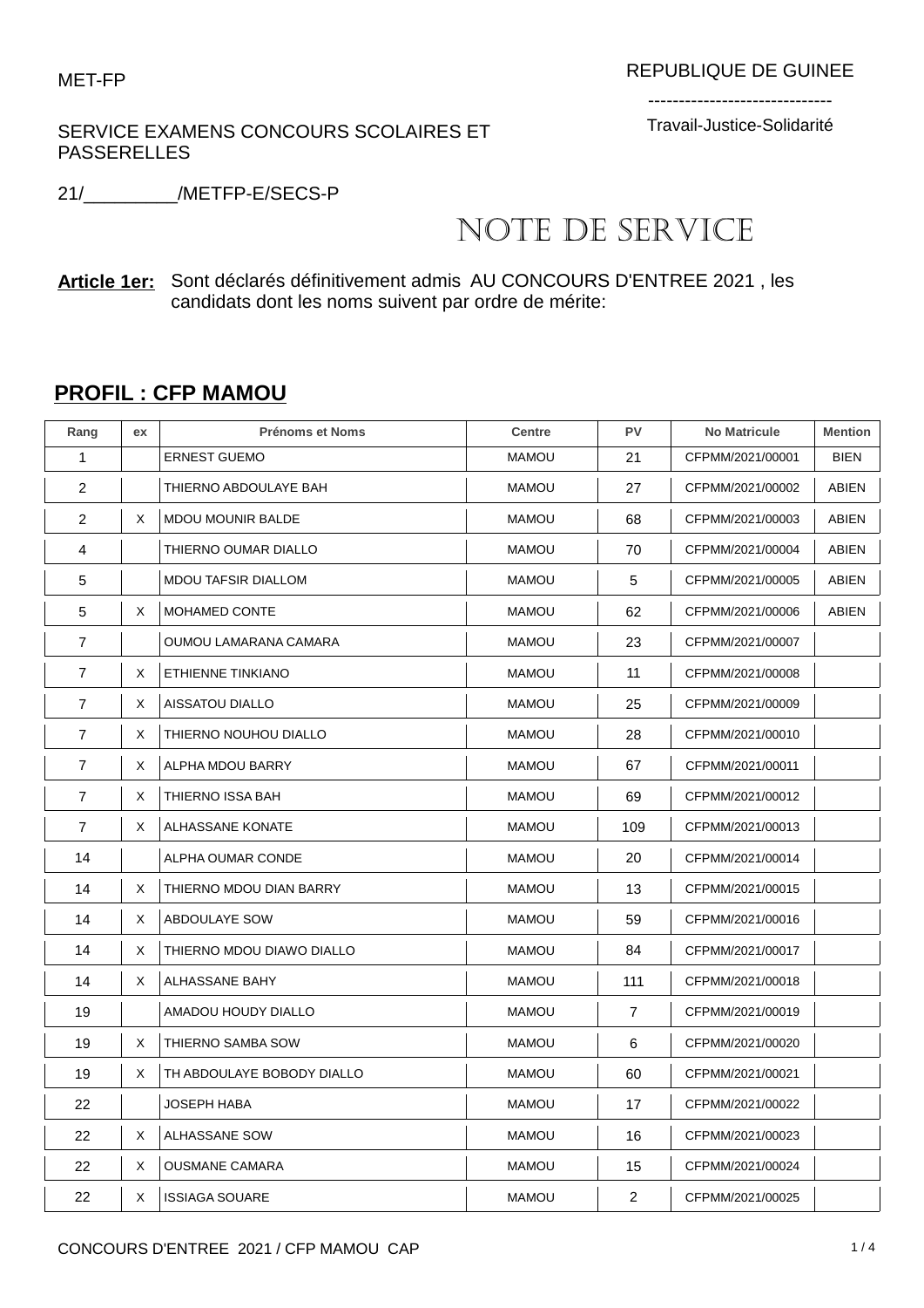MET-FP

SERVICE EXAMENS CONCOURS SCOLAIRES ET PASSERELLES

21/_________/METFP-E/SECS-P

REPUBLIQUE DE GUINEE

------------------------------

Travail-Justice-Solidarité

# NOTE DE SERVICE

**Article 1er:** Sont déclarés définitivement admis AU CONCOURS D'ENTREE 2021 , les candidats dont les noms suivent par ordre de mérite:

## PROFIL : CFP MAMOU

| Rang | ex | Prénoms et Noms | Centre | PV | No Matricule | Mention |
|---|---|---|---|---|---|---|
| 1 | | ERNEST GUEMO | MAMOU | 21 | CFPMM/2021/00001 | BIEN |
| 2 | | THIERNO ABDOULAYE BAH | MAMOU | 27 | CFPMM/2021/00002 | ABIEN |
| 2 | X | MDOU MOUNIR BALDE | MAMOU | 68 | CFPMM/2021/00003 | ABIEN |
| 4 | | THIERNO OUMAR DIALLO | MAMOU | 70 | CFPMM/2021/00004 | ABIEN |
| 5 | | MDOU TAFSIR DIALLOM | MAMOU | 5 | CFPMM/2021/00005 | ABIEN |
| 5 | X | MOHAMED CONTE | MAMOU | 62 | CFPMM/2021/00006 | ABIEN |
| 7 | | OUMOU LAMARANA CAMARA | MAMOU | 23 | CFPMM/2021/00007 | |
| 7 | X | ETHIENNE TINKIANO | MAMOU | 11 | CFPMM/2021/00008 | |
| 7 | X | AISSATOU DIALLO | MAMOU | 25 | CFPMM/2021/00009 | |
| 7 | X | THIERNO NOUHOU DIALLO | MAMOU | 28 | CFPMM/2021/00010 | |
| 7 | X | ALPHA MDOU BARRY | MAMOU | 67 | CFPMM/2021/00011 | |
| 7 | X | THIERNO ISSA BAH | MAMOU | 69 | CFPMM/2021/00012 | |
| 7 | X | ALHASSANE KONATE | MAMOU | 109 | CFPMM/2021/00013 | |
| 14 | | ALPHA OUMAR CONDE | MAMOU | 20 | CFPMM/2021/00014 | |
| 14 | X | THIERNO MDOU DIAN BARRY | MAMOU | 13 | CFPMM/2021/00015 | |
| 14 | X | ABDOULAYE SOW | MAMOU | 59 | CFPMM/2021/00016 | |
| 14 | X | THIERNO MDOU DIAWO DIALLO | MAMOU | 84 | CFPMM/2021/00017 | |
| 14 | X | ALHASSANE BAHY | MAMOU | 111 | CFPMM/2021/00018 | |
| 19 | | AMADOU HOUDY DIALLO | MAMOU | 7 | CFPMM/2021/00019 | |
| 19 | X | THIERNO SAMBA SOW | MAMOU | 6 | CFPMM/2021/00020 | |
| 19 | X | TH ABDOULAYE BOBODY DIALLO | MAMOU | 60 | CFPMM/2021/00021 | |
| 22 | | JOSEPH HABA | MAMOU | 17 | CFPMM/2021/00022 | |
| 22 | X | ALHASSANE SOW | MAMOU | 16 | CFPMM/2021/00023 | |
| 22 | X | OUSMANE CAMARA | MAMOU | 15 | CFPMM/2021/00024 | |
| 22 | X | ISSIAGA SOUARE | MAMOU | 2 | CFPMM/2021/00025 | |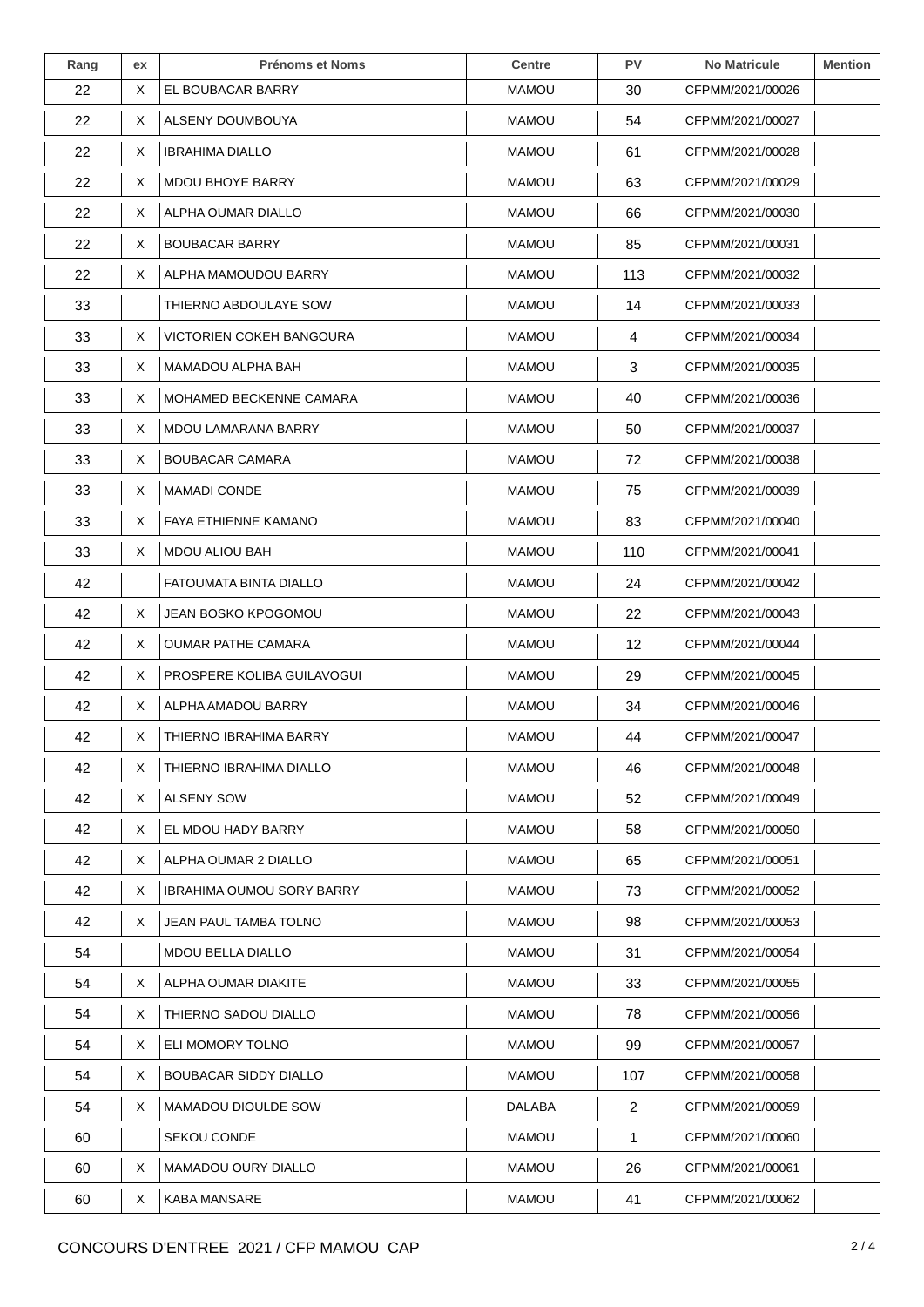| Rang | ex | Prénoms et Noms | Centre | PV | No Matricule | Mention |
|---|---|---|---|---|---|---|
| 22 | X | EL BOUBACAR BARRY | MAMOU | 30 | CFPMM/2021/00026 | |
| 22 | X | ALSENY DOUMBOUYA | MAMOU | 54 | CFPMM/2021/00027 | |
| 22 | X | IBRAHIMA DIALLO | MAMOU | 61 | CFPMM/2021/00028 | |
| 22 | X | MDOU BHOYE BARRY | MAMOU | 63 | CFPMM/2021/00029 | |
| 22 | X | ALPHA OUMAR DIALLO | MAMOU | 66 | CFPMM/2021/00030 | |
| 22 | X | BOUBACAR BARRY | MAMOU | 85 | CFPMM/2021/00031 | |
| 22 | X | ALPHA MAMOUDOU BARRY | MAMOU | 113 | CFPMM/2021/00032 | |
| 33 | | THIERNO ABDOULAYE SOW | MAMOU | 14 | CFPMM/2021/00033 | |
| 33 | X | VICTORIEN COKEH BANGOURA | MAMOU | 4 | CFPMM/2021/00034 | |
| 33 | X | MAMADOU ALPHA BAH | MAMOU | 3 | CFPMM/2021/00035 | |
| 33 | X | MOHAMED BECKENNE CAMARA | MAMOU | 40 | CFPMM/2021/00036 | |
| 33 | X | MDOU LAMARANA BARRY | MAMOU | 50 | CFPMM/2021/00037 | |
| 33 | X | BOUBACAR CAMARA | MAMOU | 72 | CFPMM/2021/00038 | |
| 33 | X | MAMADI CONDE | MAMOU | 75 | CFPMM/2021/00039 | |
| 33 | X | FAYA ETHIENNE KAMANO | MAMOU | 83 | CFPMM/2021/00040 | |
| 33 | X | MDOU ALIOU BAH | MAMOU | 110 | CFPMM/2021/00041 | |
| 42 | | FATOUMATA BINTA DIALLO | MAMOU | 24 | CFPMM/2021/00042 | |
| 42 | X | JEAN BOSKO KPOGOMOU | MAMOU | 22 | CFPMM/2021/00043 | |
| 42 | X | OUMAR PATHE CAMARA | MAMOU | 12 | CFPMM/2021/00044 | |
| 42 | X | PROSPERE KOLIBA GUILAVOGUI | MAMOU | 29 | CFPMM/2021/00045 | |
| 42 | X | ALPHA AMADOU BARRY | MAMOU | 34 | CFPMM/2021/00046 | |
| 42 | X | THIERNO IBRAHIMA BARRY | MAMOU | 44 | CFPMM/2021/00047 | |
| 42 | X | THIERNO IBRAHIMA DIALLO | MAMOU | 46 | CFPMM/2021/00048 | |
| 42 | X | ALSENY SOW | MAMOU | 52 | CFPMM/2021/00049 | |
| 42 | X | EL MDOU HADY BARRY | MAMOU | 58 | CFPMM/2021/00050 | |
| 42 | X | ALPHA OUMAR 2 DIALLO | MAMOU | 65 | CFPMM/2021/00051 | |
| 42 | X | IBRAHIMA OUMOU SORY BARRY | MAMOU | 73 | CFPMM/2021/00052 | |
| 42 | X | JEAN PAUL TAMBA TOLNO | MAMOU | 98 | CFPMM/2021/00053 | |
| 54 | | MDOU BELLA DIALLO | MAMOU | 31 | CFPMM/2021/00054 | |
| 54 | X | ALPHA OUMAR DIAKITE | MAMOU | 33 | CFPMM/2021/00055 | |
| 54 | X | THIERNO SADOU DIALLO | MAMOU | 78 | CFPMM/2021/00056 | |
| 54 | X | ELI MOMORY TOLNO | MAMOU | 99 | CFPMM/2021/00057 | |
| 54 | X | BOUBACAR SIDDY DIALLO | MAMOU | 107 | CFPMM/2021/00058 | |
| 54 | X | MAMADOU DIOULDE SOW | DALABA | 2 | CFPMM/2021/00059 | |
| 60 | | SEKOU CONDE | MAMOU | 1 | CFPMM/2021/00060 | |
| 60 | X | MAMADOU OURY DIALLO | MAMOU | 26 | CFPMM/2021/00061 | |
| 60 | X | KABA MANSARE | MAMOU | 41 | CFPMM/2021/00062 | |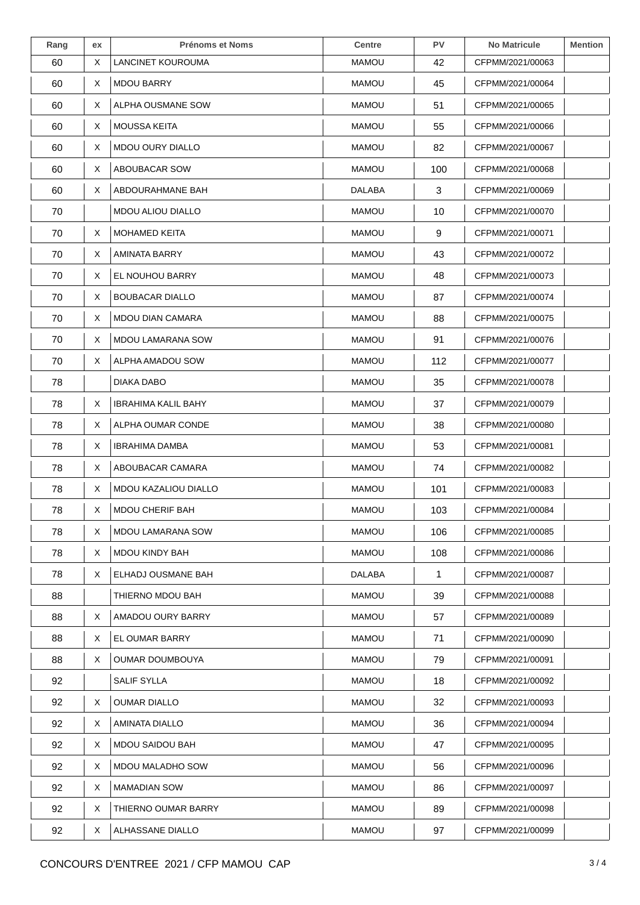| Rang | ex | Prénoms et Noms | Centre | PV | No Matricule | Mention |
|---|---|---|---|---|---|---|
| 60 | X | LANCINET KOUROUMA | MAMOU | 42 | CFPMM/2021/00063 | |
| 60 | X | MDOU BARRY | MAMOU | 45 | CFPMM/2021/00064 | |
| 60 | X | ALPHA OUSMANE SOW | MAMOU | 51 | CFPMM/2021/00065 | |
| 60 | X | MOUSSA KEITA | MAMOU | 55 | CFPMM/2021/00066 | |
| 60 | X | MDOU OURY DIALLO | MAMOU | 82 | CFPMM/2021/00067 | |
| 60 | X | ABOUBACAR SOW | MAMOU | 100 | CFPMM/2021/00068 | |
| 60 | X | ABDOURAHMANE BAH | DALABA | 3 | CFPMM/2021/00069 | |
| 70 | | MDOU ALIOU DIALLO | MAMOU | 10 | CFPMM/2021/00070 | |
| 70 | X | MOHAMED KEITA | MAMOU | 9 | CFPMM/2021/00071 | |
| 70 | X | AMINATA BARRY | MAMOU | 43 | CFPMM/2021/00072 | |
| 70 | X | EL NOUHOU BARRY | MAMOU | 48 | CFPMM/2021/00073 | |
| 70 | X | BOUBACAR DIALLO | MAMOU | 87 | CFPMM/2021/00074 | |
| 70 | X | MDOU DIAN CAMARA | MAMOU | 88 | CFPMM/2021/00075 | |
| 70 | X | MDOU LAMARANA SOW | MAMOU | 91 | CFPMM/2021/00076 | |
| 70 | X | ALPHA AMADOU SOW | MAMOU | 112 | CFPMM/2021/00077 | |
| 78 | | DIAKA DABO | MAMOU | 35 | CFPMM/2021/00078 | |
| 78 | X | IBRAHIMA KALIL BAHY | MAMOU | 37 | CFPMM/2021/00079 | |
| 78 | X | ALPHA OUMAR CONDE | MAMOU | 38 | CFPMM/2021/00080 | |
| 78 | X | IBRAHIMA DAMBA | MAMOU | 53 | CFPMM/2021/00081 | |
| 78 | X | ABOUBACAR CAMARA | MAMOU | 74 | CFPMM/2021/00082 | |
| 78 | X | MDOU KAZALIOU DIALLO | MAMOU | 101 | CFPMM/2021/00083 | |
| 78 | X | MDOU CHERIF BAH | MAMOU | 103 | CFPMM/2021/00084 | |
| 78 | X | MDOU LAMARANA SOW | MAMOU | 106 | CFPMM/2021/00085 | |
| 78 | X | MDOU KINDY BAH | MAMOU | 108 | CFPMM/2021/00086 | |
| 78 | X | ELHADJ OUSMANE BAH | DALABA | 1 | CFPMM/2021/00087 | |
| 88 | | THIERNO MDOU BAH | MAMOU | 39 | CFPMM/2021/00088 | |
| 88 | X | AMADOU OURY BARRY | MAMOU | 57 | CFPMM/2021/00089 | |
| 88 | X | EL OUMAR BARRY | MAMOU | 71 | CFPMM/2021/00090 | |
| 88 | X | OUMAR DOUMBOUYA | MAMOU | 79 | CFPMM/2021/00091 | |
| 92 | | SALIF SYLLA | MAMOU | 18 | CFPMM/2021/00092 | |
| 92 | X | OUMAR DIALLO | MAMOU | 32 | CFPMM/2021/00093 | |
| 92 | X | AMINATA DIALLO | MAMOU | 36 | CFPMM/2021/00094 | |
| 92 | X | MDOU SAIDOU BAH | MAMOU | 47 | CFPMM/2021/00095 | |
| 92 | X | MDOU MALADHO SOW | MAMOU | 56 | CFPMM/2021/00096 | |
| 92 | X | MAMADIAN SOW | MAMOU | 86 | CFPMM/2021/00097 | |
| 92 | X | THIERNO OUMAR BARRY | MAMOU | 89 | CFPMM/2021/00098 | |
| 92 | X | ALHASSANE DIALLO | MAMOU | 97 | CFPMM/2021/00099 | |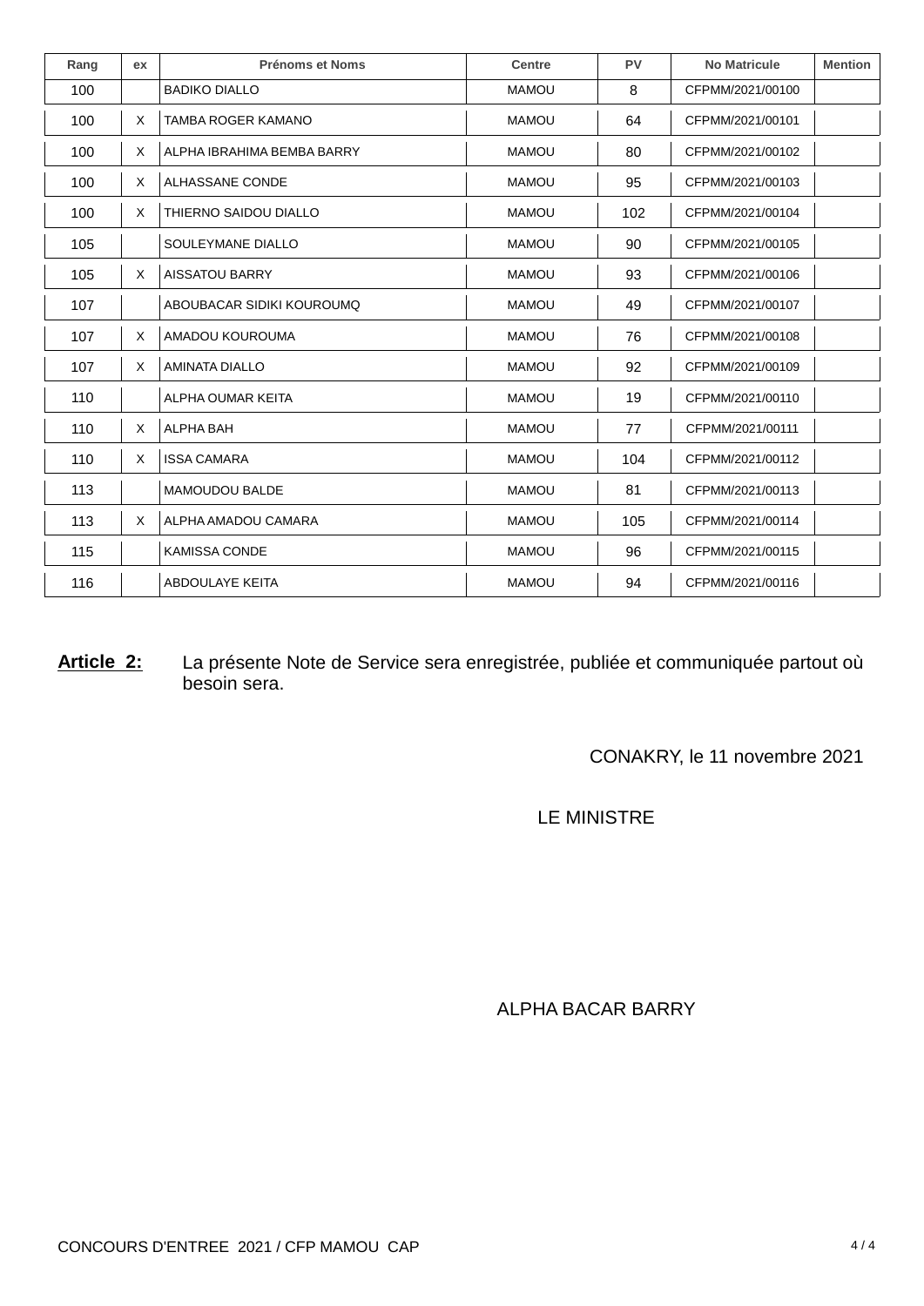| Rang | ex | Prénoms et Noms | Centre | PV | No Matricule | Mention |
|---|---|---|---|---|---|---|
| 100 | | BADIKO DIALLO | MAMOU | 8 | CFPMM/2021/00100 | |
| 100 | X | TAMBA ROGER KAMANO | MAMOU | 64 | CFPMM/2021/00101 | |
| 100 | X | ALPHA IBRAHIMA BEMBA BARRY | MAMOU | 80 | CFPMM/2021/00102 | |
| 100 | X | ALHASSANE CONDE | MAMOU | 95 | CFPMM/2021/00103 | |
| 100 | X | THIERNO SAIDOU DIALLO | MAMOU | 102 | CFPMM/2021/00104 | |
| 105 | | SOULEYMANE DIALLO | MAMOU | 90 | CFPMM/2021/00105 | |
| 105 | X | AISSATOU BARRY | MAMOU | 93 | CFPMM/2021/00106 | |
| 107 | | ABOUBACAR SIDIKI KOUROUMQ | MAMOU | 49 | CFPMM/2021/00107 | |
| 107 | X | AMADOU KOUROUMA | MAMOU | 76 | CFPMM/2021/00108 | |
| 107 | X | AMINATA DIALLO | MAMOU | 92 | CFPMM/2021/00109 | |
| 110 | | ALPHA OUMAR KEITA | MAMOU | 19 | CFPMM/2021/00110 | |
| 110 | X | ALPHA BAH | MAMOU | 77 | CFPMM/2021/00111 | |
| 110 | X | ISSA CAMARA | MAMOU | 104 | CFPMM/2021/00112 | |
| 113 | | MAMOUDOU BALDE | MAMOU | 81 | CFPMM/2021/00113 | |
| 113 | X | ALPHA AMADOU CAMARA | MAMOU | 105 | CFPMM/2021/00114 | |
| 115 | | KAMISSA CONDE | MAMOU | 96 | CFPMM/2021/00115 | |
| 116 | | ABDOULAYE KEITA | MAMOU | 94 | CFPMM/2021/00116 | |

**Article 2:** La présente Note de Service sera enregistrée, publiée et communiquée partout où besoin sera.

CONAKRY, le 11 novembre 2021

LE MINISTRE

ALPHA BACAR BARRY